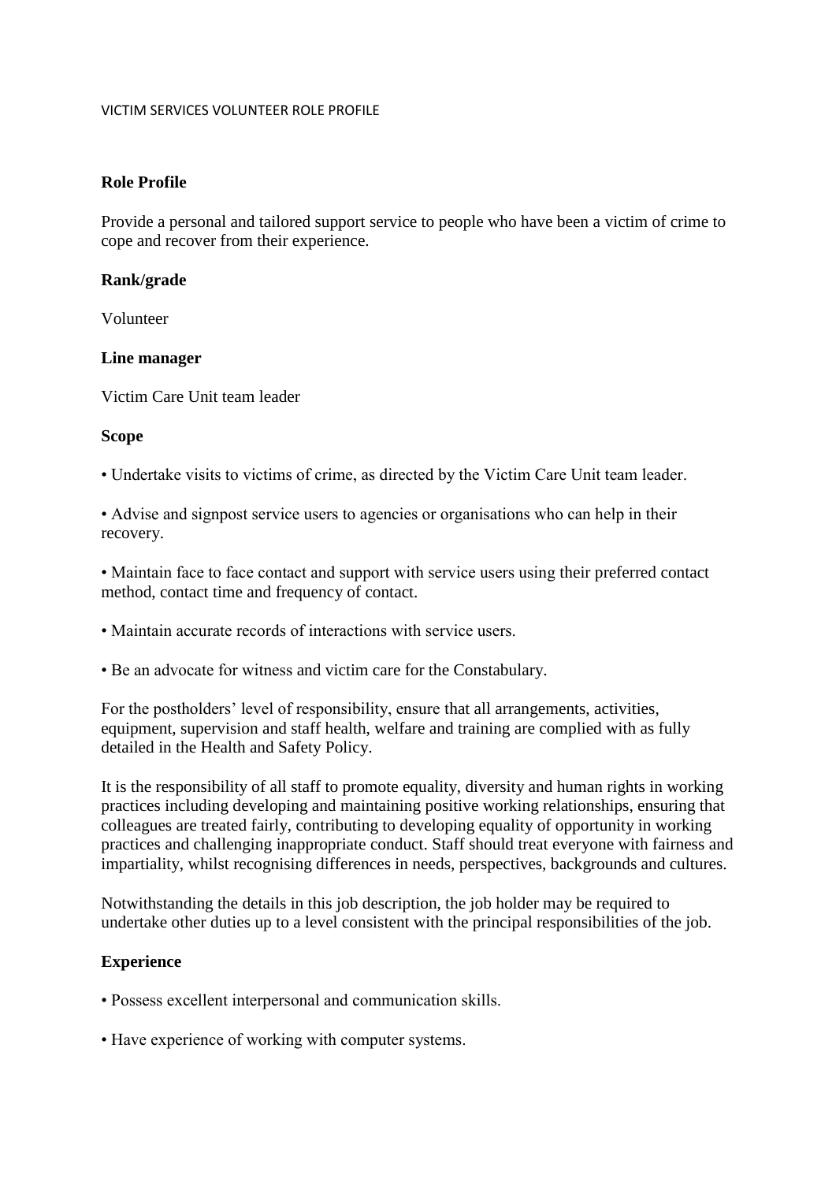VICTIM SERVICES VOLUNTEER ROLE PROFILE

## Role Profile

Provide a personal and tailored support service to people who have been a victim of crime to cope and recover from their experience.

## Rank/grade

Volunteer

## Line manager

Victim Care Unit team leader

## Scope

- Undertake visits to victims of crime, as directed by the Victim Care Unit team leader.
- Advise and signpost service users to agencies or organisations who can help in their recovery.
- Maintain face to face contact and support with service users using their preferred contact method, contact time and frequency of contact.
- Maintain accurate records of interactions with service users.
- Be an advocate for witness and victim care for the Constabulary.

For the postholders' level of responsibility, ensure that all arrangements, activities, equipment, supervision and staff health, welfare and training are complied with as fully detailed in the Health and Safety Policy.

It is the responsibility of all staff to promote equality, diversity and human rights in working practices including developing and maintaining positive working relationships, ensuring that colleagues are treated fairly, contributing to developing equality of opportunity in working practices and challenging inappropriate conduct. Staff should treat everyone with fairness and impartiality, whilst recognising differences in needs, perspectives, backgrounds and cultures.

Notwithstanding the details in this job description, the job holder may be required to undertake other duties up to a level consistent with the principal responsibilities of the job.

## Experience

- Possess excellent interpersonal and communication skills.
- Have experience of working with computer systems.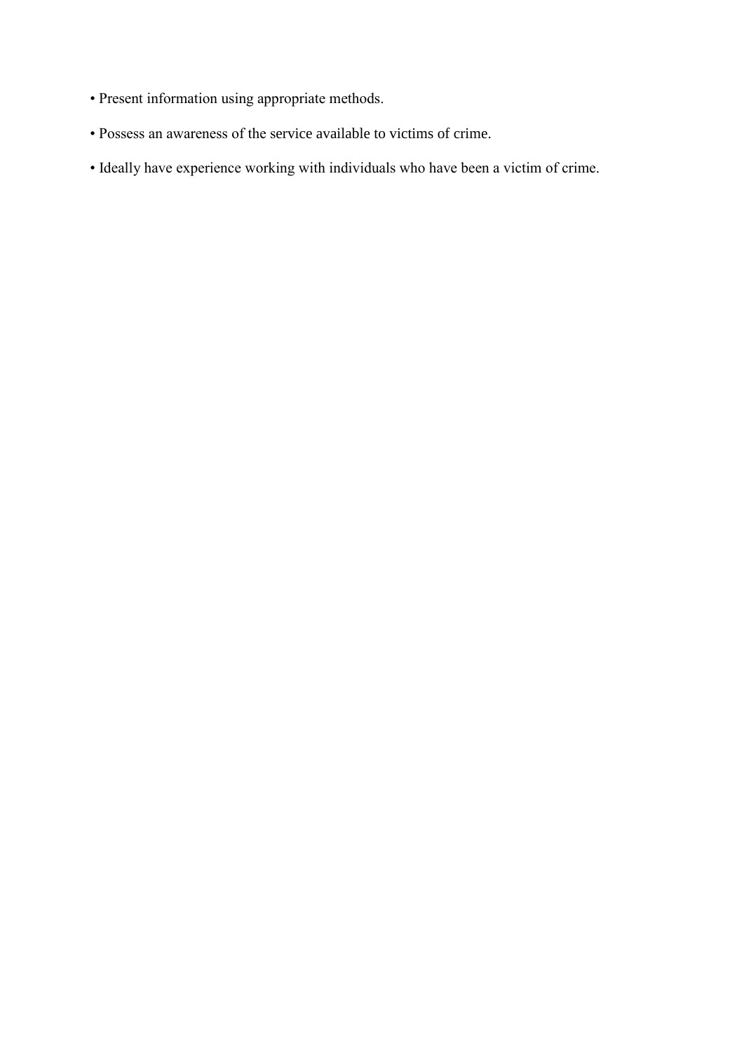- Present information using appropriate methods.
- Possess an awareness of the service available to victims of crime.
- Ideally have experience working with individuals who have been a victim of crime.